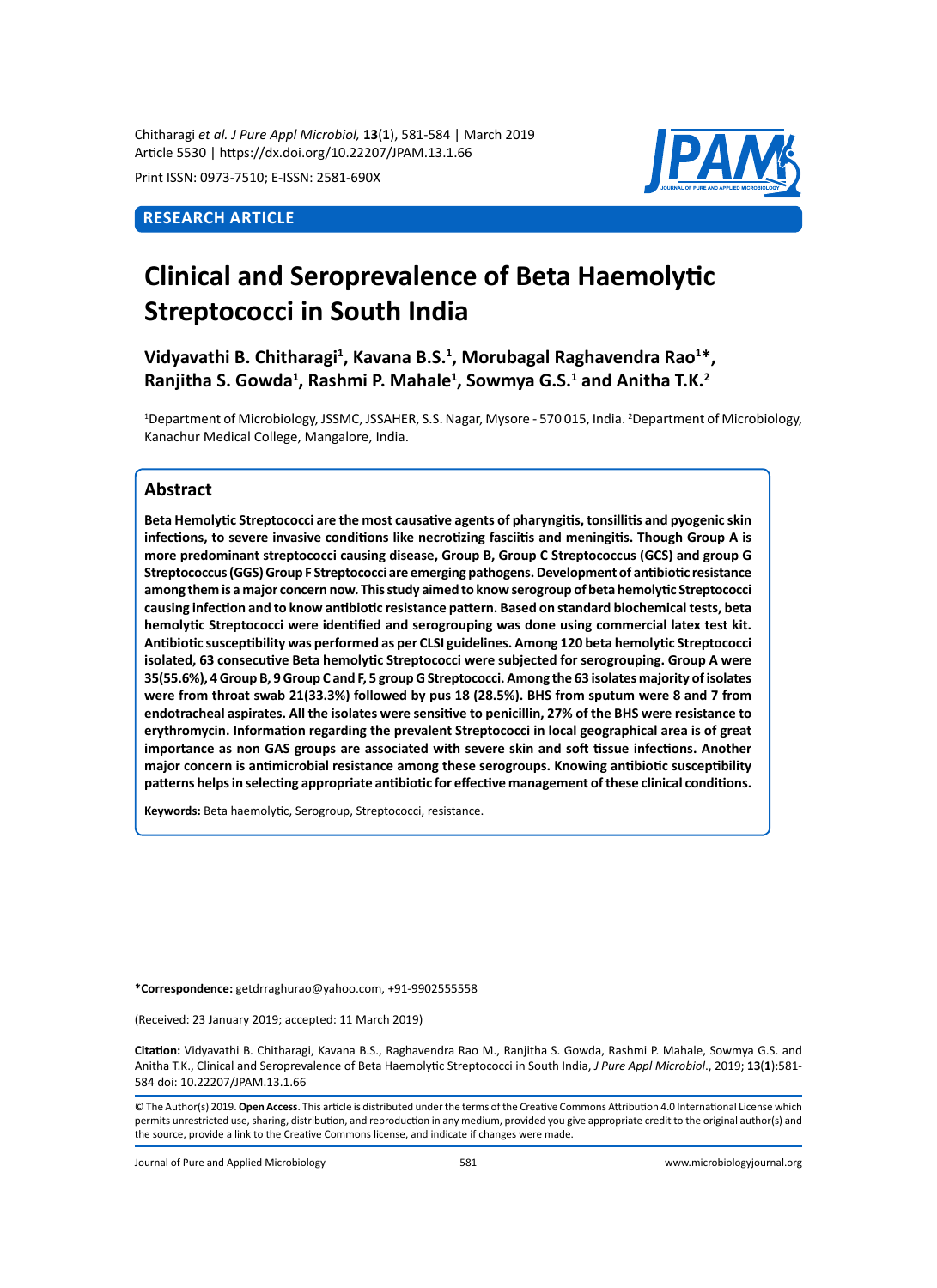**RESEARCH ARTICLE**

# Clinical and Seroprevalence of Beta Haemolytic Streptococci in South India

**Vidyavathi B. Chitharagi[1], Kavana B.S.[1], Morubagal Raghavendra Rao[1]*, Ranjitha S. Gowda[1], Rashmi P. Mahale[1], Sowmya G.S.[1] and Anitha T.K.[2]**

[1]Department of Microbiology, JSSMC, JSSAHER, S.S. Nagar, Mysore - 570 015, India. [2]Department of Microbiology, Kanachur Medical College, Mangalore, India.

## Abstract

**Beta Hemolytic Streptococci are the most causative agents of pharyngitis, tonsillitis and pyogenic skin infections, to severe invasive conditions like necrotizing fasciitis and meningitis. Though Group A is more predominant streptococci causing disease, Group B, Group C Streptococcus (GCS) and group G Streptococcus (GGS) Group F Streptococci are emerging pathogens. Development of antibiotic resistance among them is a major concern now. This study aimed to know serogroup of beta hemolytic Streptococci causing infection and to know antibiotic resistance pattern. Based on standard biochemical tests, beta hemolytic Streptococci were identified and serogrouping was done using commercial latex test kit. Antibiotic susceptibility was performed as per CLSI guidelines. Among 120 beta hemolytic Streptococci isolated, 63 consecutive Beta hemolytic Streptococci were subjected for serogrouping. Group A were 35(55.6%), 4 Group B, 9 Group C and F, 5 group G Streptococci. Among the 63 isolates majority of isolates were from throat swab 21(33.3%) followed by pus 18 (28.5%). BHS from sputum were 8 and 7 from endotracheal aspirates. All the isolates were sensitive to penicillin, 27% of the BHS were resistance to erythromycin. Information regarding the prevalent Streptococci in local geographical area is of great importance as non GAS groups are associated with severe skin and soft tissue infections. Another major concern is antimicrobial resistance among these serogroups. Knowing antibiotic susceptibility patterns helps in selecting appropriate antibiotic for effective management of these clinical conditions.**

**Keywords:** Beta haemolytic, Serogroup, Streptococci, resistance.

***Correspondence:** getdrraghurao@yahoo.com, +91-9902555558

(Received: 23 January 2019; accepted: 11 March 2019)

**Citation:** Vidyavathi B. Chitharagi, Kavana B.S., Raghavendra Rao M., Ranjitha S. Gowda, Rashmi P. Mahale, Sowmya G.S. and Anitha T.K., Clinical and Seroprevalence of Beta Haemolytic Streptococci in South India, *J Pure Appl Microbiol*., 2019; **13**(**1**):581-584 doi: 10.22207/JPAM.13.1.66

© The Author(s) 2019. **Open Access**. This article is distributed under the terms of the Creative Commons Attribution 4.0 International License which permits unrestricted use, sharing, distribution, and reproduction in any medium, provided you give appropriate credit to the original author(s) and the source, provide a link to the Creative Commons license, and indicate if changes were made.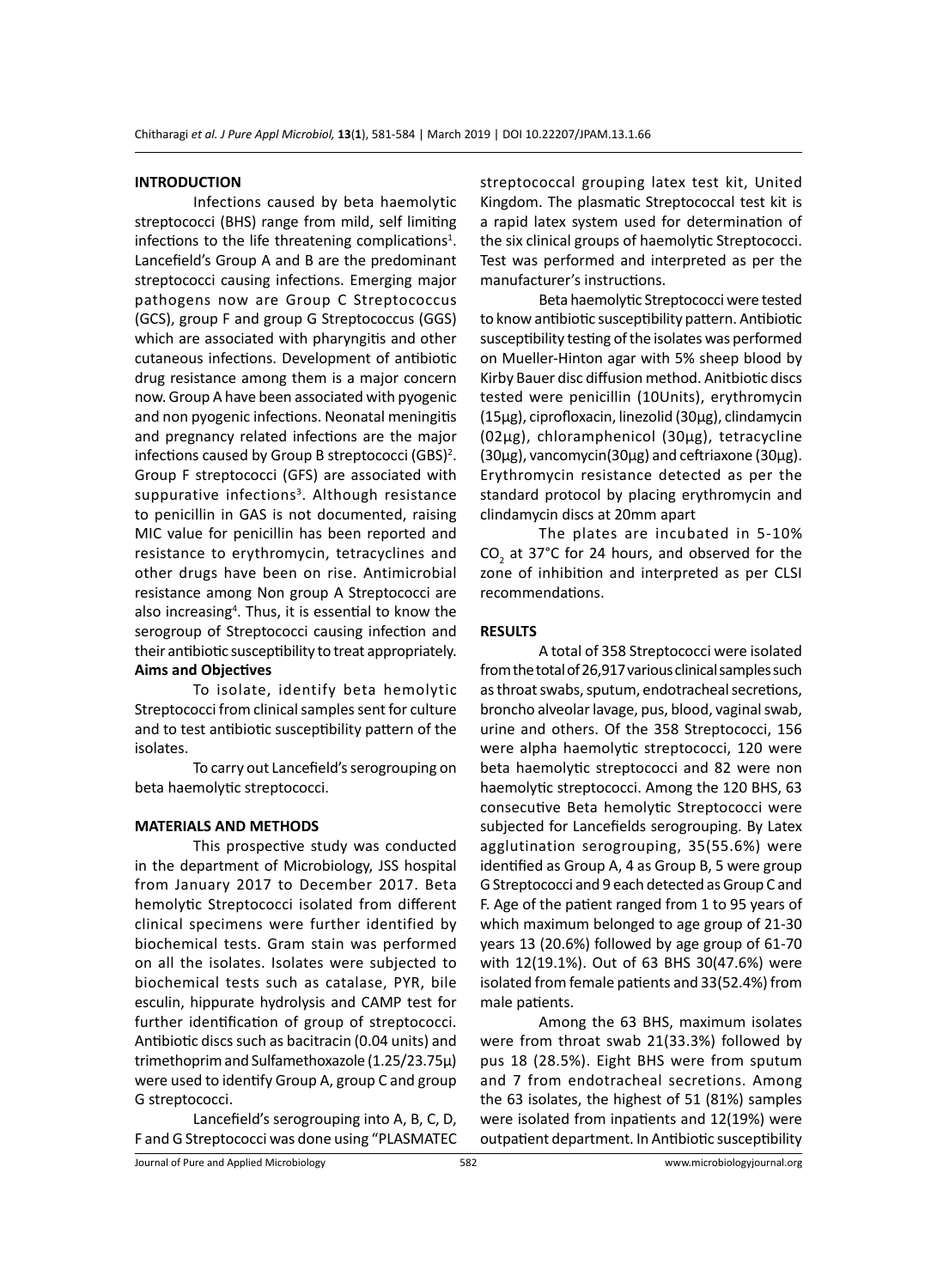## INTRODUCTION

Infections caused by beta haemolytic streptococci (BHS) range from mild, self limiting infections to the life threatening complications[1]. Lancefield's Group A and B are the predominant streptococci causing infections. Emerging major pathogens now are Group C Streptococcus (GCS), group F and group G Streptococcus (GGS) which are associated with pharyngitis and other cutaneous infections. Development of antibiotic drug resistance among them is a major concern now. Group A have been associated with pyogenic and non pyogenic infections. Neonatal meningitis and pregnancy related infections are the major infections caused by Group B streptococci (GBS)[2]. Group F streptococci (GFS) are associated with suppurative infections[3]. Although resistance to penicillin in GAS is not documented, raising MIC value for penicillin has been reported and resistance to erythromycin, tetracyclines and other drugs have been on rise. Antimicrobial resistance among Non group A Streptococci are also increasing[4]. Thus, it is essential to know the serogroup of Streptococci causing infection and their antibiotic susceptibility to treat appropriately.

### Aims and Objectives

To isolate, identify beta hemolytic Streptococci from clinical samples sent for culture and to test antibiotic susceptibility pattern of the isolates.

To carry out Lancefield's serogrouping on beta haemolytic streptococci.

## MATERIALS AND METHODS

This prospective study was conducted in the department of Microbiology, JSS hospital from January 2017 to December 2017. Beta hemolytic Streptococci isolated from different clinical specimens were further identified by biochemical tests. Gram stain was performed on all the isolates. Isolates were subjected to biochemical tests such as catalase, PYR, bile esculin, hippurate hydrolysis and CAMP test for further identification of group of streptococci. Antibiotic discs such as bacitracin (0.04 units) and trimethoprim and Sulfamethoxazole (1.25/23.75µ) were used to identify Group A, group C and group G streptococci.

Lancefield's serogrouping into A, B, C, D, F and G Streptococci was done using "PLASMATEC streptococcal grouping latex test kit, United Kingdom. The plasmatic Streptococcal test kit is a rapid latex system used for determination of the six clinical groups of haemolytic Streptococci. Test was performed and interpreted as per the manufacturer's instructions.

Beta haemolytic Streptococci were tested to know antibiotic susceptibility pattern. Antibiotic susceptibility testing of the isolates was performed on Mueller-Hinton agar with 5% sheep blood by Kirby Bauer disc diffusion method. Anitbiotic discs tested were penicillin (10Units), erythromycin (15µg), ciprofloxacin, linezolid (30µg), clindamycin (02µg), chloramphenicol (30µg), tetracycline (30µg), vancomycin(30µg) and ceftriaxone (30µg). Erythromycin resistance detected as per the standard protocol by placing erythromycin and clindamycin discs at 20mm apart

The plates are incubated in 5-10% $CO_2$ at 37°C for 24 hours, and observed for the zone of inhibition and interpreted as per CLSI recommendations.

## RESULTS

A total of 358 Streptococci were isolated from the total of 26,917 various clinical samples such as throat swabs, sputum, endotracheal secretions, broncho alveolar lavage, pus, blood, vaginal swab, urine and others. Of the 358 Streptococci, 156 were alpha haemolytic streptococci, 120 were beta haemolytic streptococci and 82 were non haemolytic streptococci. Among the 120 BHS, 63 consecutive Beta hemolytic Streptococci were subjected for Lancefields serogrouping. By Latex agglutination serogrouping, 35(55.6%) were identified as Group A, 4 as Group B, 5 were group G Streptococci and 9 each detected as Group C and F. Age of the patient ranged from 1 to 95 years of which maximum belonged to age group of 21-30 years 13 (20.6%) followed by age group of 61-70 with 12(19.1%). Out of 63 BHS 30(47.6%) were isolated from female patients and 33(52.4%) from male patients.

Among the 63 BHS, maximum isolates were from throat swab 21(33.3%) followed by pus 18 (28.5%). Eight BHS were from sputum and 7 from endotracheal secretions. Among the 63 isolates, the highest of 51 (81%) samples were isolated from inpatients and 12(19%) were outpatient department. In Antibiotic susceptibility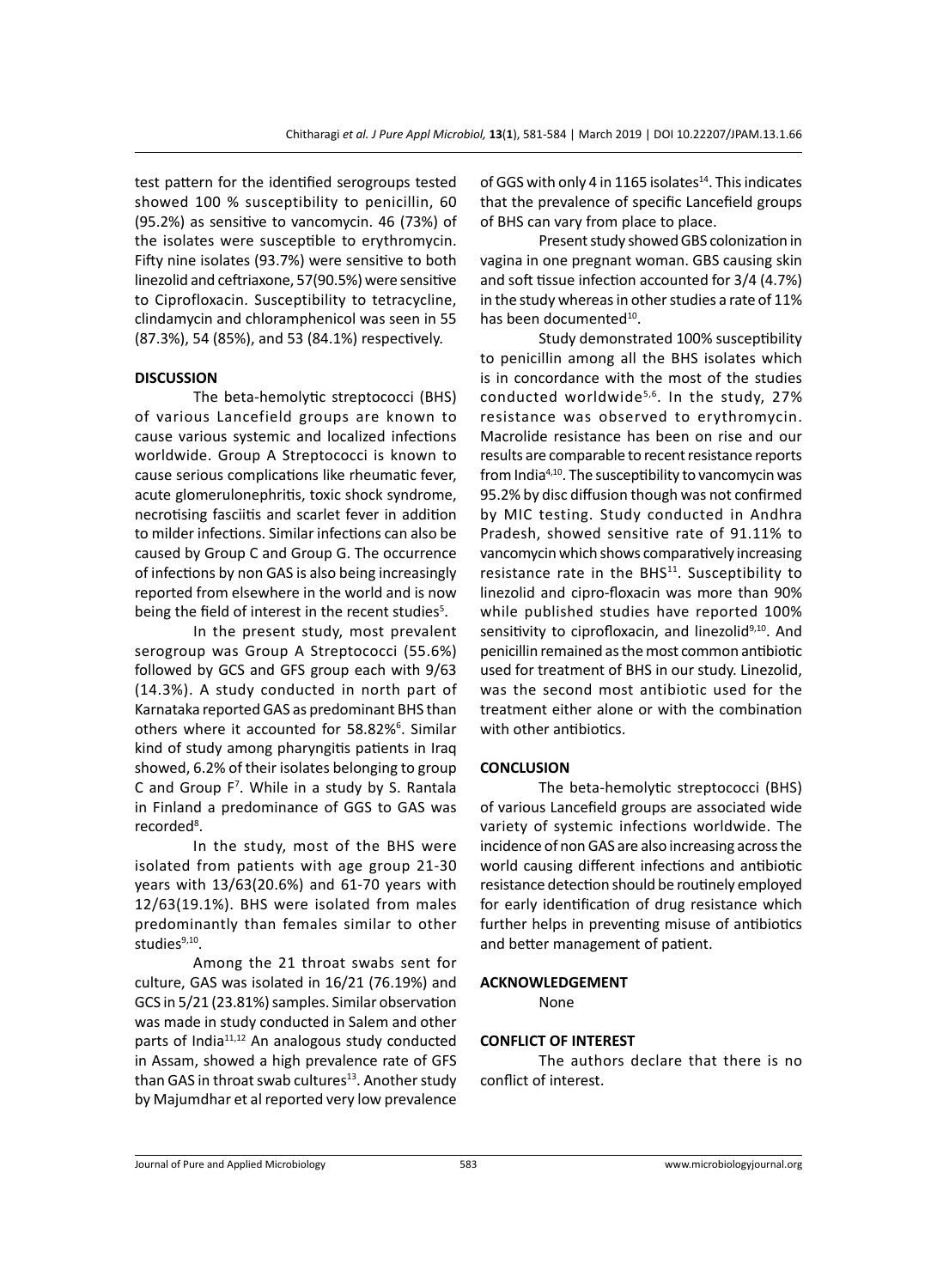test pattern for the identified serogroups tested showed 100 % susceptibility to penicillin, 60 (95.2%) as sensitive to vancomycin. 46 (73%) of the isolates were susceptible to erythromycin. Fifty nine isolates (93.7%) were sensitive to both linezolid and ceftriaxone, 57(90.5%) were sensitive to Ciprofloxacin. Susceptibility to tetracycline, clindamycin and chloramphenicol was seen in 55 (87.3%), 54 (85%), and 53 (84.1%) respectively.

## DISCUSSION

The beta-hemolytic streptococci (BHS) of various Lancefield groups are known to cause various systemic and localized infections worldwide. Group A Streptococci is known to cause serious complications like rheumatic fever, acute glomerulonephritis, toxic shock syndrome, necrotising fasciitis and scarlet fever in addition to milder infections. Similar infections can also be caused by Group C and Group G. The occurrence of infections by non GAS is also being increasingly reported from elsewhere in the world and is now being the field of interest in the recent studies[5].

In the present study, most prevalent serogroup was Group A Streptococci (55.6%) followed by GCS and GFS group each with 9/63 (14.3%). A study conducted in north part of Karnataka reported GAS as predominant BHS than others where it accounted for 58.82%[6]. Similar kind of study among pharyngitis patients in Iraq showed, 6.2% of their isolates belonging to group C and Group F[7]. While in a study by S. Rantala in Finland a predominance of GGS to GAS was recorded[8].

In the study, most of the BHS were isolated from patients with age group 21-30 years with 13/63(20.6%) and 61-70 years with 12/63(19.1%). BHS were isolated from males predominantly than females similar to other studies[9,10].

Among the 21 throat swabs sent for culture, GAS was isolated in 16/21 (76.19%) and GCS in 5/21 (23.81%) samples. Similar observation was made in study conducted in Salem and other parts of India[11,12] An analogous study conducted in Assam, showed a high prevalence rate of GFS than GAS in throat swab cultures[13]. Another study by Majumdhar et al reported very low prevalence of GGS with only 4 in 1165 isolates[14]. This indicates that the prevalence of specific Lancefield groups of BHS can vary from place to place.

Present study showed GBS colonization in vagina in one pregnant woman. GBS causing skin and soft tissue infection accounted for 3/4 (4.7%) in the study whereas in other studies a rate of 11% has been documented[10].

Study demonstrated 100% susceptibility to penicillin among all the BHS isolates which is in concordance with the most of the studies conducted worldwide[5,6]. In the study, 27% resistance was observed to erythromycin. Macrolide resistance has been on rise and our results are comparable to recent resistance reports from India[4,10]. The susceptibility to vancomycin was 95.2% by disc diffusion though was not confirmed by MIC testing. Study conducted in Andhra Pradesh, showed sensitive rate of 91.11% to vancomycin which shows comparatively increasing resistance rate in the BHS[11]. Susceptibility to linezolid and cipro-floxacin was more than 90% while published studies have reported 100% sensitivity to ciprofloxacin, and linezolid[9,10]. And penicillin remained as the most common antibiotic used for treatment of BHS in our study. Linezolid, was the second most antibiotic used for the treatment either alone or with the combination with other antibiotics.

## CONCLUSION

The beta-hemolytic streptococci (BHS) of various Lancefield groups are associated wide variety of systemic infections worldwide. The incidence of non GAS are also increasing across the world causing different infections and antibiotic resistance detection should be routinely employed for early identification of drug resistance which further helps in preventing misuse of antibiotics and better management of patient.

## ACKNOWLEDGEMENT

None

## CONFLICT OF INTEREST

The authors declare that there is no conflict of interest.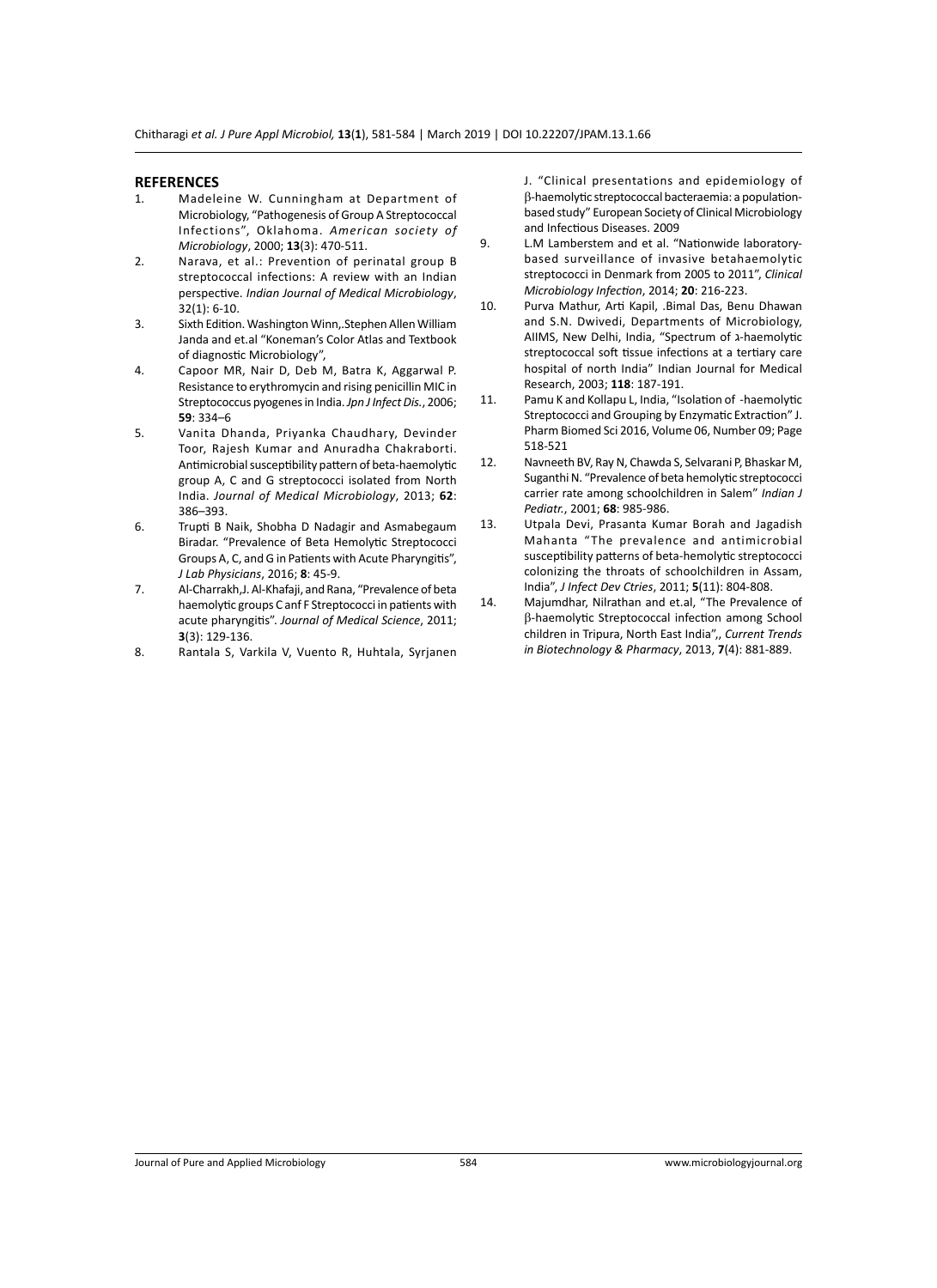## REFERENCES

1. Madeleine W. Cunningham at Department of Microbiology, "Pathogenesis of Group A Streptococcal Infections", Oklahoma. *American society of Microbiology*, 2000; **13**(3): 470-511.
2. Narava, et al.: Prevention of perinatal group B streptococcal infections: A review with an Indian perspective. *Indian Journal of Medical Microbiology*, 32(1): 6-10.
3. Sixth Edition. Washington Winn,.Stephen Allen William Janda and et.al "Koneman's Color Atlas and Textbook of diagnostic Microbiology",
4. Capoor MR, Nair D, Deb M, Batra K, Aggarwal P. Resistance to erythromycin and rising penicillin MIC in Streptococcus pyogenes in India. *Jpn J Infect Dis.*, 2006; **59**: 334–6
5. Vanita Dhanda, Priyanka Chaudhary, Devinder Toor, Rajesh Kumar and Anuradha Chakraborti. Antimicrobial susceptibility pattern of beta-haemolytic group A, C and G streptococci isolated from North India. *Journal of Medical Microbiology*, 2013; **62**: 386–393.
6. Trupti B Naik, Shobha D Nadagir and Asmabegaum Biradar. "Prevalence of Beta Hemolytic Streptococci Groups A, C, and G in Patients with Acute Pharyngitis", *J Lab Physicians*, 2016; **8**: 45-9.
7. Al-Charrakh,J. Al-Khafaji, and Rana, "Prevalence of beta haemolytic groups C anf F Streptococci in patients with acute pharyngitis". *Journal of Medical Science*, 2011; **3**(3): 129-136.
8. Rantala S, Varkila V, Vuento R, Huhtala, Syrjanen J. "Clinical presentations and epidemiology of β-haemolytic streptococcal bacteraemia: a population-based study" European Society of Clinical Microbiology and Infectious Diseases. 2009
9. L.M Lamberstem and et al. "Nationwide laboratory-based surveillance of invasive betahaemolytic streptococci in Denmark from 2005 to 2011", *Clinical Microbiology Infection*, 2014; **20**: 216-223.
10. Purva Mathur, Arti Kapil, .Bimal Das, Benu Dhawan and S.N. Dwivedi, Departments of Microbiology, AIIMS, New Delhi, India, "Spectrum of ʎ-haemolytic streptococcal soft tissue infections at a tertiary care hospital of north India" Indian Journal for Medical Research, 2003; **118**: 187-191.
11. Pamu K and Kollapu L, India, "Isolation of -haemolytic Streptococci and Grouping by Enzymatic Extraction" J. Pharm Biomed Sci 2016, Volume 06, Number 09; Page 518-521
12. Navneeth BV, Ray N, Chawda S, Selvarani P, Bhaskar M, Suganthi N. "Prevalence of beta hemolytic streptococci carrier rate among schoolchildren in Salem" *Indian J Pediatr.*, 2001; **68**: 985-986.
13. Utpala Devi, Prasanta Kumar Borah and Jagadish Mahanta "The prevalence and antimicrobial susceptibility patterns of beta-hemolytic streptococci colonizing the throats of schoolchildren in Assam, India", *J Infect Dev Ctries*, 2011; **5**(11): 804-808.
14. Majumdhar, Nilrathan and et.al, "The Prevalence of β-haemolytic Streptococcal infection among School children in Tripura, North East India",, *Current Trends in Biotechnology & Pharmacy*, 2013, **7**(4): 881-889.